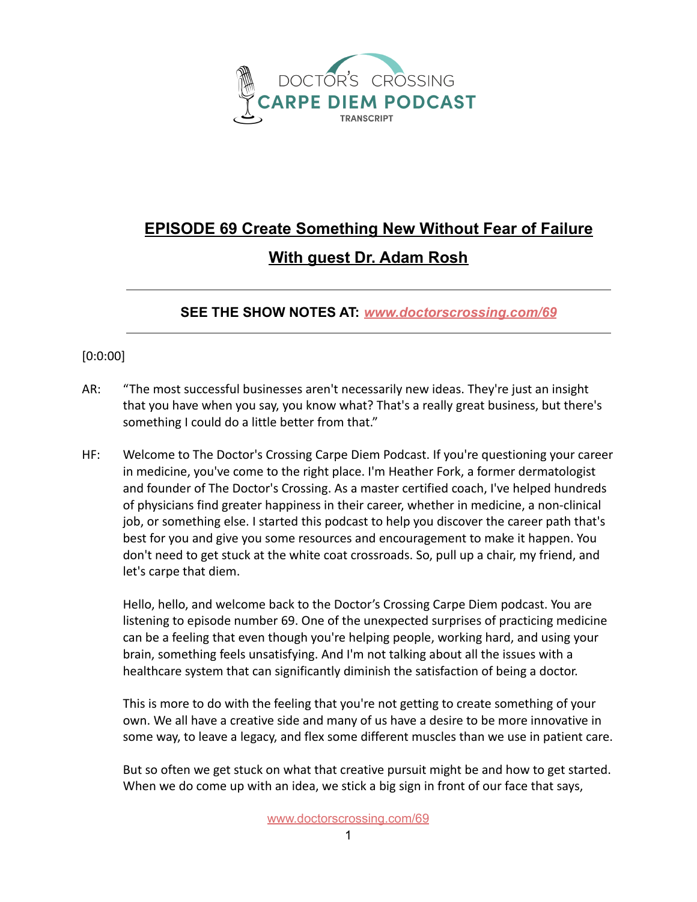DOCTOR'S CROSSING
CARPE DIEM PODCAST
TRANSCRIPT

# EPISODE 69 Create Something New Without Fear of Failure

## With guest Dr. Adam Rosh

---

**SEE THE SHOW NOTES AT: [www.doctorscrossing.com/69](www.doctorscrossing.com/69)**

---

[0:0:00]

AR: "The most successful businesses aren't necessarily new ideas. They're just an insight that you have when you say, you know what? That's a really great business, but there's something I could do a little better from that."

HF: Welcome to The Doctor's Crossing Carpe Diem Podcast. If you're questioning your career in medicine, you've come to the right place. I'm Heather Fork, a former dermatologist and founder of The Doctor's Crossing. As a master certified coach, I've helped hundreds of physicians find greater happiness in their career, whether in medicine, a non-clinical job, or something else. I started this podcast to help you discover the career path that's best for you and give you some resources and encouragement to make it happen. You don't need to get stuck at the white coat crossroads. So, pull up a chair, my friend, and let's carpe that diem.

Hello, hello, and welcome back to the Doctor's Crossing Carpe Diem podcast. You are listening to episode number 69. One of the unexpected surprises of practicing medicine can be a feeling that even though you're helping people, working hard, and using your brain, something feels unsatisfying. And I'm not talking about all the issues with a healthcare system that can significantly diminish the satisfaction of being a doctor.

This is more to do with the feeling that you're not getting to create something of your own. We all have a creative side and many of us have a desire to be more innovative in some way, to leave a legacy, and flex some different muscles than we use in patient care.

But so often we get stuck on what that creative pursuit might be and how to get started. When we do come up with an idea, we stick a big sign in front of our face that says,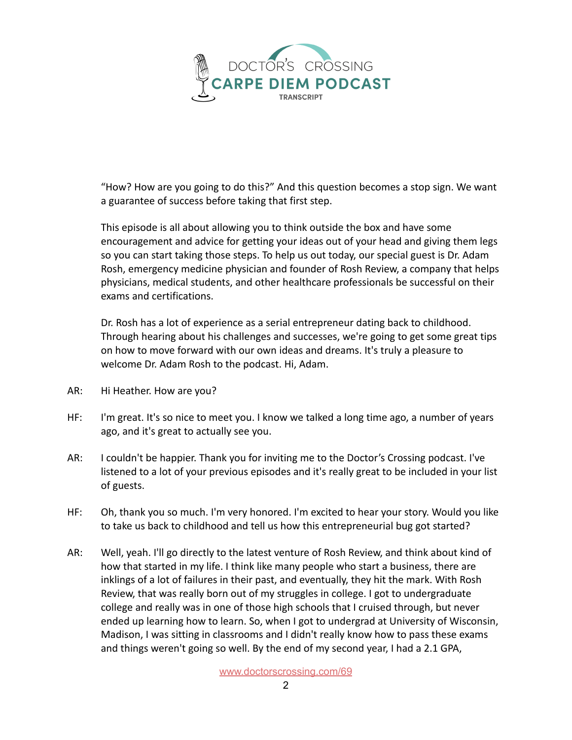"How? How are you going to do this?" And this question becomes a stop sign. We want a guarantee of success before taking that first step.

This episode is all about allowing you to think outside the box and have some encouragement and advice for getting your ideas out of your head and giving them legs so you can start taking those steps. To help us out today, our special guest is Dr. Adam Rosh, emergency medicine physician and founder of Rosh Review, a company that helps physicians, medical students, and other healthcare professionals be successful on their exams and certifications.

Dr. Rosh has a lot of experience as a serial entrepreneur dating back to childhood. Through hearing about his challenges and successes, we're going to get some great tips on how to move forward with our own ideas and dreams. It's truly a pleasure to welcome Dr. Adam Rosh to the podcast. Hi, Adam.

AR: Hi Heather. How are you?

HF: I'm great. It's so nice to meet you. I know we talked a long time ago, a number of years ago, and it's great to actually see you.

AR: I couldn't be happier. Thank you for inviting me to the Doctor's Crossing podcast. I've listened to a lot of your previous episodes and it's really great to be included in your list of guests.

HF: Oh, thank you so much. I'm very honored. I'm excited to hear your story. Would you like to take us back to childhood and tell us how this entrepreneurial bug got started?

AR: Well, yeah. I'll go directly to the latest venture of Rosh Review, and think about kind of how that started in my life. I think like many people who start a business, there are inklings of a lot of failures in their past, and eventually, they hit the mark. With Rosh Review, that was really born out of my struggles in college. I got to undergraduate college and really was in one of those high schools that I cruised through, but never ended up learning how to learn. So, when I got to undergrad at University of Wisconsin, Madison, I was sitting in classrooms and I didn't really know how to pass these exams and things weren't going so well. By the end of my second year, I had a 2.1 GPA,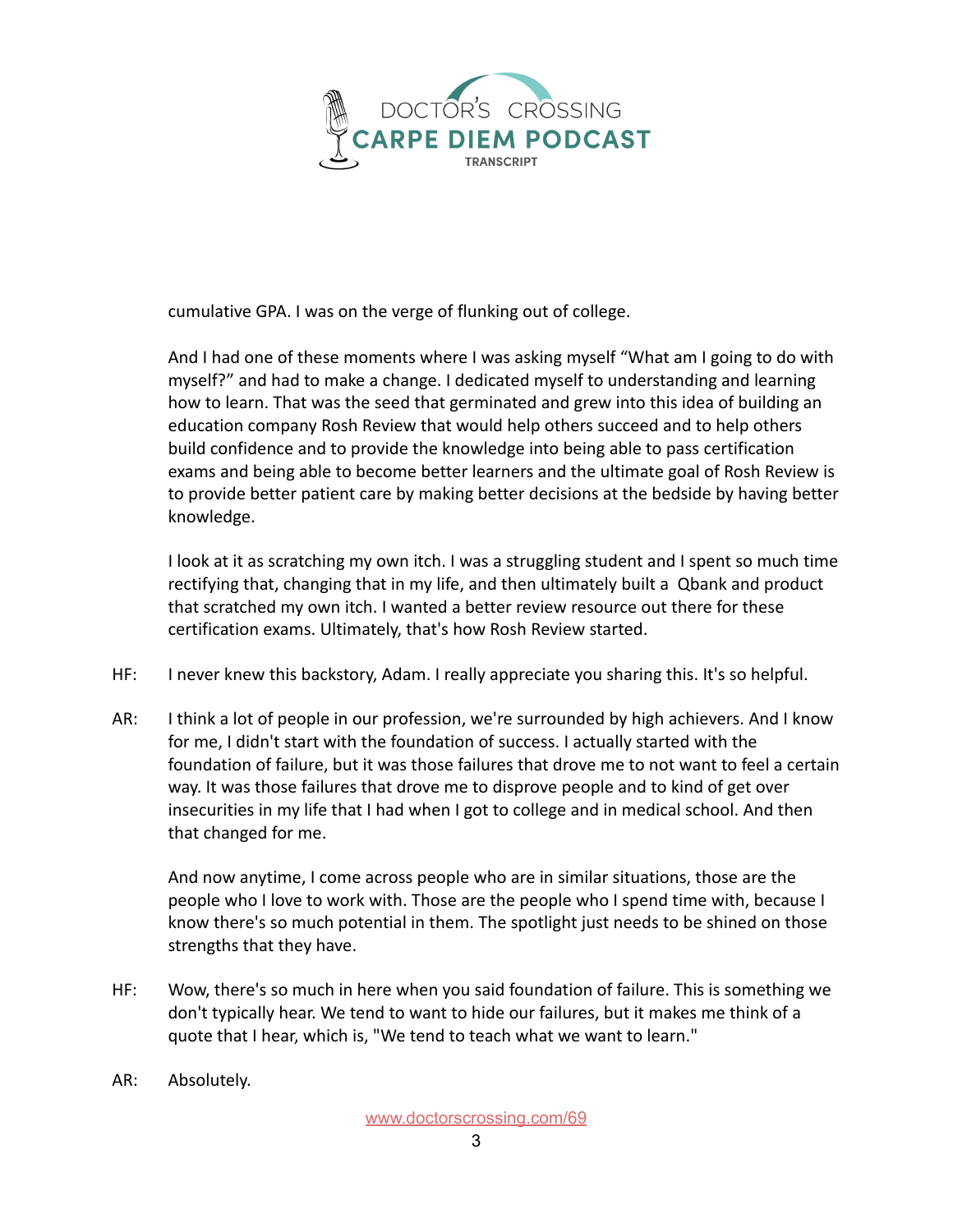cumulative GPA. I was on the verge of flunking out of college.

And I had one of these moments where I was asking myself “What am I going to do with myself?” and had to make a change. I dedicated myself to understanding and learning how to learn. That was the seed that germinated and grew into this idea of building an education company Rosh Review that would help others succeed and to help others build confidence and to provide the knowledge into being able to pass certification exams and being able to become better learners and the ultimate goal of Rosh Review is to provide better patient care by making better decisions at the bedside by having better knowledge.

I look at it as scratching my own itch. I was a struggling student and I spent so much time rectifying that, changing that in my life, and then ultimately built a Qbank and product that scratched my own itch. I wanted a better review resource out there for these certification exams. Ultimately, that's how Rosh Review started.

HF: I never knew this backstory, Adam. I really appreciate you sharing this. It's so helpful.

AR: I think a lot of people in our profession, we're surrounded by high achievers. And I know for me, I didn't start with the foundation of success. I actually started with the foundation of failure, but it was those failures that drove me to not want to feel a certain way. It was those failures that drove me to disprove people and to kind of get over insecurities in my life that I had when I got to college and in medical school. And then that changed for me.

And now anytime, I come across people who are in similar situations, those are the people who I love to work with. Those are the people who I spend time with, because I know there's so much potential in them. The spotlight just needs to be shined on those strengths that they have.

HF: Wow, there's so much in here when you said foundation of failure. This is something we don't typically hear. We tend to want to hide our failures, but it makes me think of a quote that I hear, which is, "We tend to teach what we want to learn."

AR: Absolutely.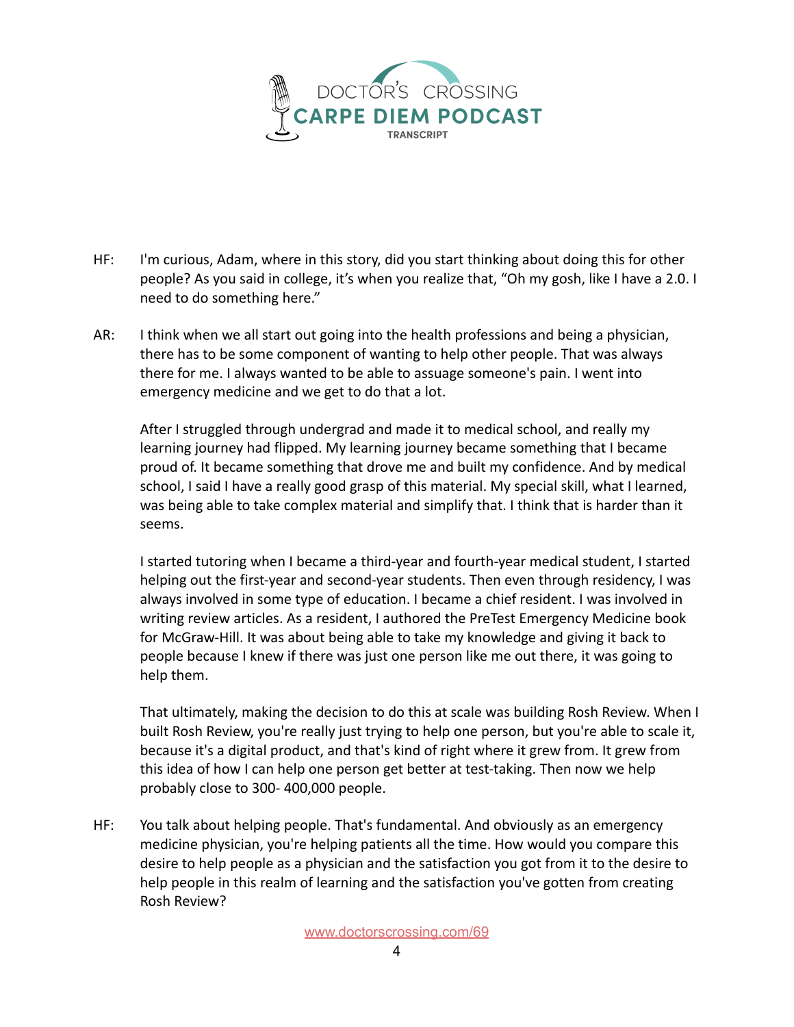HF: I'm curious, Adam, where in this story, did you start thinking about doing this for other people? As you said in college, it's when you realize that, "Oh my gosh, like I have a 2.0. I need to do something here."

AR: I think when we all start out going into the health professions and being a physician, there has to be some component of wanting to help other people. That was always there for me. I always wanted to be able to assuage someone's pain. I went into emergency medicine and we get to do that a lot.

After I struggled through undergrad and made it to medical school, and really my learning journey had flipped. My learning journey became something that I became proud of. It became something that drove me and built my confidence. And by medical school, I said I have a really good grasp of this material. My special skill, what I learned, was being able to take complex material and simplify that. I think that is harder than it seems.

I started tutoring when I became a third-year and fourth-year medical student, I started helping out the first-year and second-year students. Then even through residency, I was always involved in some type of education. I became a chief resident. I was involved in writing review articles. As a resident, I authored the PreTest Emergency Medicine book for McGraw-Hill. It was about being able to take my knowledge and giving it back to people because I knew if there was just one person like me out there, it was going to help them.

That ultimately, making the decision to do this at scale was building Rosh Review. When I built Rosh Review, you're really just trying to help one person, but you're able to scale it, because it's a digital product, and that's kind of right where it grew from. It grew from this idea of how I can help one person get better at test-taking. Then now we help probably close to 300- 400,000 people.

HF: You talk about helping people. That's fundamental. And obviously as an emergency medicine physician, you're helping patients all the time. How would you compare this desire to help people as a physician and the satisfaction you got from it to the desire to help people in this realm of learning and the satisfaction you've gotten from creating Rosh Review?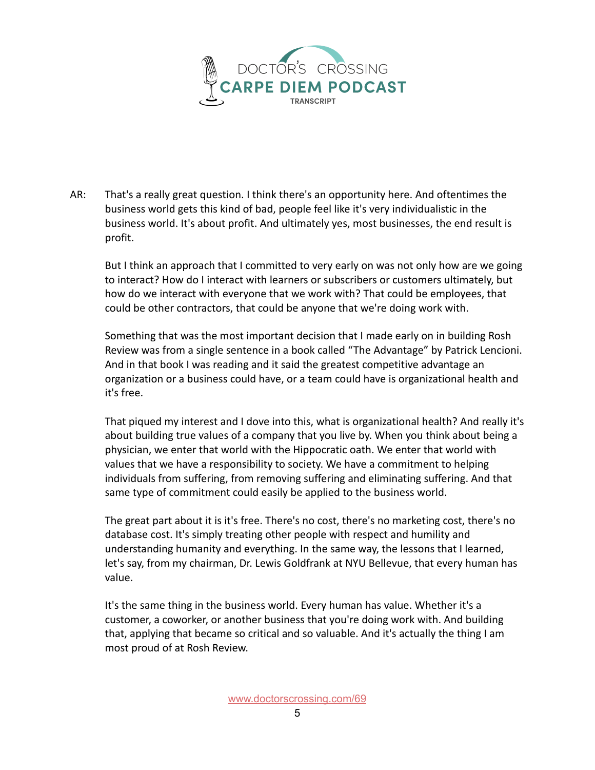AR: That's a really great question. I think there's an opportunity here. And oftentimes the business world gets this kind of bad, people feel like it's very individualistic in the business world. It's about profit. And ultimately yes, most businesses, the end result is profit.

But I think an approach that I committed to very early on was not only how are we going to interact? How do I interact with learners or subscribers or customers ultimately, but how do we interact with everyone that we work with? That could be employees, that could be other contractors, that could be anyone that we're doing work with.

Something that was the most important decision that I made early on in building Rosh Review was from a single sentence in a book called "The Advantage" by Patrick Lencioni. And in that book I was reading and it said the greatest competitive advantage an organization or a business could have, or a team could have is organizational health and it's free.

That piqued my interest and I dove into this, what is organizational health? And really it's about building true values of a company that you live by. When you think about being a physician, we enter that world with the Hippocratic oath. We enter that world with values that we have a responsibility to society. We have a commitment to helping individuals from suffering, from removing suffering and eliminating suffering. And that same type of commitment could easily be applied to the business world.

The great part about it is it's free. There's no cost, there's no marketing cost, there's no database cost. It's simply treating other people with respect and humility and understanding humanity and everything. In the same way, the lessons that I learned, let's say, from my chairman, Dr. Lewis Goldfrank at NYU Bellevue, that every human has value.

It's the same thing in the business world. Every human has value. Whether it's a customer, a coworker, or another business that you're doing work with. And building that, applying that became so critical and so valuable. And it's actually the thing I am most proud of at Rosh Review.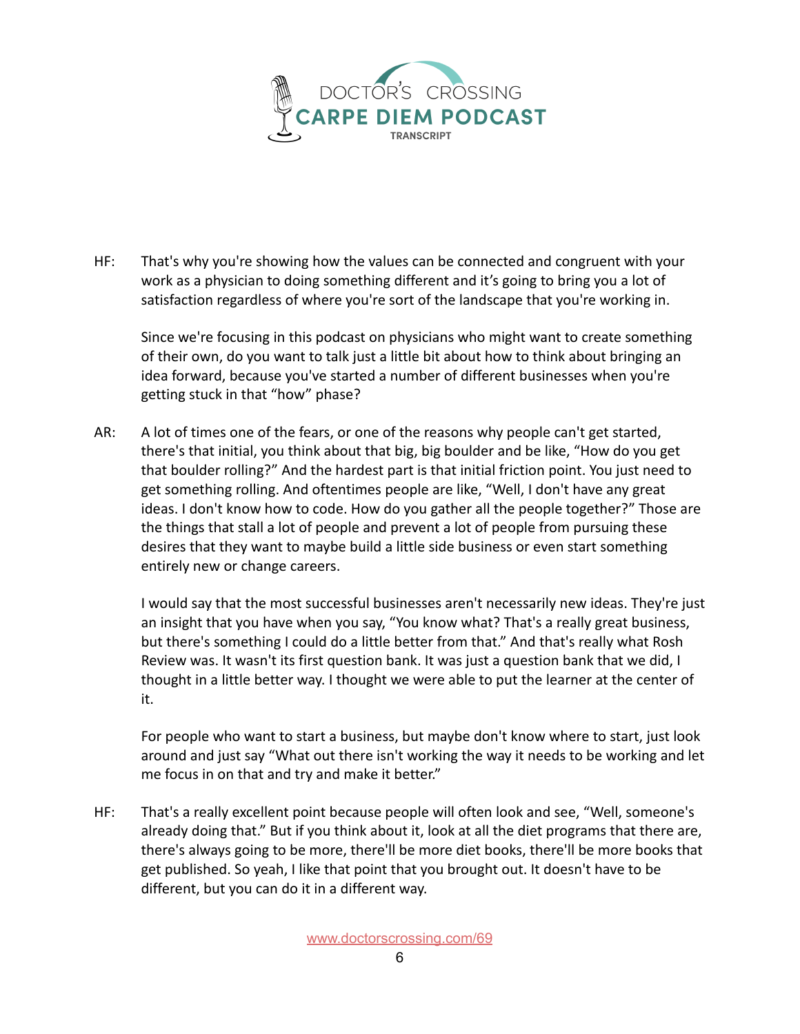HF: That's why you're showing how the values can be connected and congruent with your work as a physician to doing something different and it's going to bring you a lot of satisfaction regardless of where you're sort of the landscape that you're working in.

Since we're focusing in this podcast on physicians who might want to create something of their own, do you want to talk just a little bit about how to think about bringing an idea forward, because you've started a number of different businesses when you're getting stuck in that "how" phase?

AR: A lot of times one of the fears, or one of the reasons why people can't get started, there's that initial, you think about that big, big boulder and be like, "How do you get that boulder rolling?" And the hardest part is that initial friction point. You just need to get something rolling. And oftentimes people are like, "Well, I don't have any great ideas. I don't know how to code. How do you gather all the people together?" Those are the things that stall a lot of people and prevent a lot of people from pursuing these desires that they want to maybe build a little side business or even start something entirely new or change careers.

I would say that the most successful businesses aren't necessarily new ideas. They're just an insight that you have when you say, "You know what? That's a really great business, but there's something I could do a little better from that." And that's really what Rosh Review was. It wasn't its first question bank. It was just a question bank that we did, I thought in a little better way. I thought we were able to put the learner at the center of it.

For people who want to start a business, but maybe don't know where to start, just look around and just say "What out there isn't working the way it needs to be working and let me focus in on that and try and make it better."

HF: That's a really excellent point because people will often look and see, "Well, someone's already doing that." But if you think about it, look at all the diet programs that there are, there's always going to be more, there'll be more diet books, there'll be more books that get published. So yeah, I like that point that you brought out. It doesn't have to be different, but you can do it in a different way.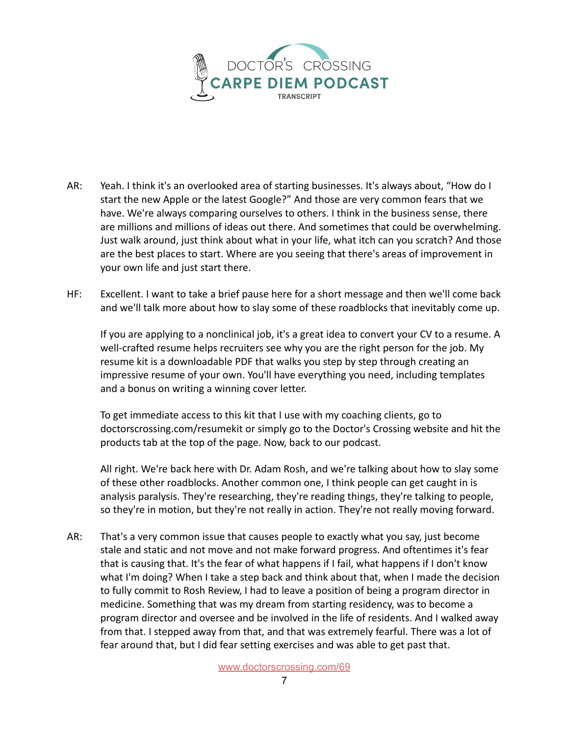AR: Yeah. I think it's an overlooked area of starting businesses. It's always about, "How do I start the new Apple or the latest Google?" And those are very common fears that we have. We're always comparing ourselves to others. I think in the business sense, there are millions and millions of ideas out there. And sometimes that could be overwhelming. Just walk around, just think about what in your life, what itch can you scratch? And those are the best places to start. Where are you seeing that there's areas of improvement in your own life and just start there.

HF: Excellent. I want to take a brief pause here for a short message and then we'll come back and we'll talk more about how to slay some of these roadblocks that inevitably come up.

If you are applying to a nonclinical job, it's a great idea to convert your CV to a resume. A well-crafted resume helps recruiters see why you are the right person for the job. My resume kit is a downloadable PDF that walks you step by step through creating an impressive resume of your own. You'll have everything you need, including templates and a bonus on writing a winning cover letter.

To get immediate access to this kit that I use with my coaching clients, go to doctorscrossing.com/resumekit or simply go to the Doctor's Crossing website and hit the products tab at the top of the page. Now, back to our podcast.

All right. We're back here with Dr. Adam Rosh, and we're talking about how to slay some of these other roadblocks. Another common one, I think people can get caught in is analysis paralysis. They're researching, they're reading things, they're talking to people, so they're in motion, but they're not really in action. They're not really moving forward.

AR: That's a very common issue that causes people to exactly what you say, just become stale and static and not move and not make forward progress. And oftentimes it's fear that is causing that. It's the fear of what happens if I fail, what happens if I don't know what I'm doing? When I take a step back and think about that, when I made the decision to fully commit to Rosh Review, I had to leave a position of being a program director in medicine. Something that was my dream from starting residency, was to become a program director and oversee and be involved in the life of residents. And I walked away from that. I stepped away from that, and that was extremely fearful. There was a lot of fear around that, but I did fear setting exercises and was able to get past that.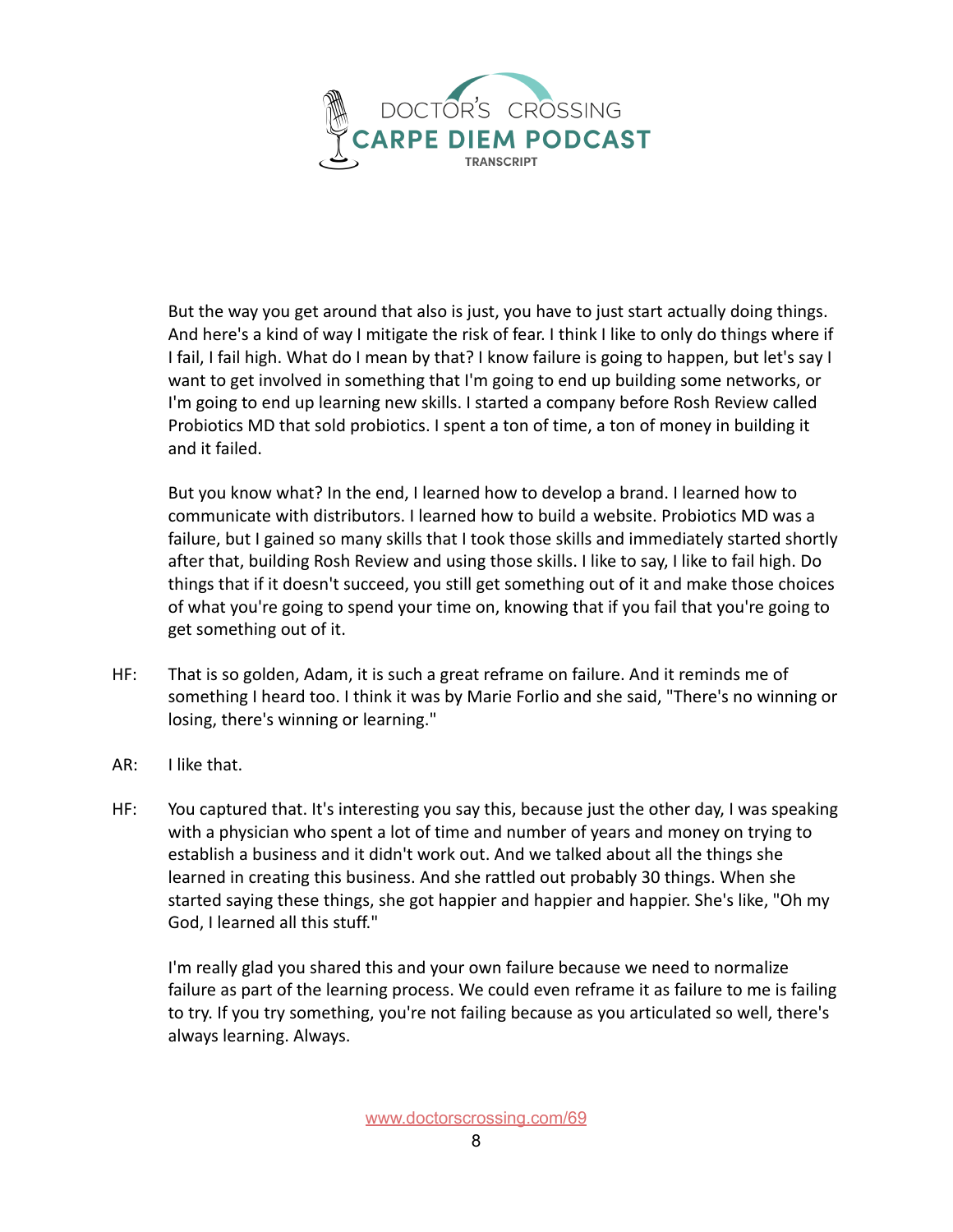But the way you get around that also is just, you have to just start actually doing things. And here's a kind of way I mitigate the risk of fear. I think I like to only do things where if I fail, I fail high. What do I mean by that? I know failure is going to happen, but let's say I want to get involved in something that I'm going to end up building some networks, or I'm going to end up learning new skills. I started a company before Rosh Review called Probiotics MD that sold probiotics. I spent a ton of time, a ton of money in building it and it failed.

But you know what? In the end, I learned how to develop a brand. I learned how to communicate with distributors. I learned how to build a website. Probiotics MD was a failure, but I gained so many skills that I took those skills and immediately started shortly after that, building Rosh Review and using those skills. I like to say, I like to fail high. Do things that if it doesn't succeed, you still get something out of it and make those choices of what you're going to spend your time on, knowing that if you fail that you're going to get something out of it.

HF: That is so golden, Adam, it is such a great reframe on failure. And it reminds me of something I heard too. I think it was by Marie Forlio and she said, "There's no winning or losing, there's winning or learning."

AR: I like that.

HF: You captured that. It's interesting you say this, because just the other day, I was speaking with a physician who spent a lot of time and number of years and money on trying to establish a business and it didn't work out. And we talked about all the things she learned in creating this business. And she rattled out probably 30 things. When she started saying these things, she got happier and happier and happier. She's like, "Oh my God, I learned all this stuff."

I'm really glad you shared this and your own failure because we need to normalize failure as part of the learning process. We could even reframe it as failure to me is failing to try. If you try something, you're not failing because as you articulated so well, there's always learning. Always.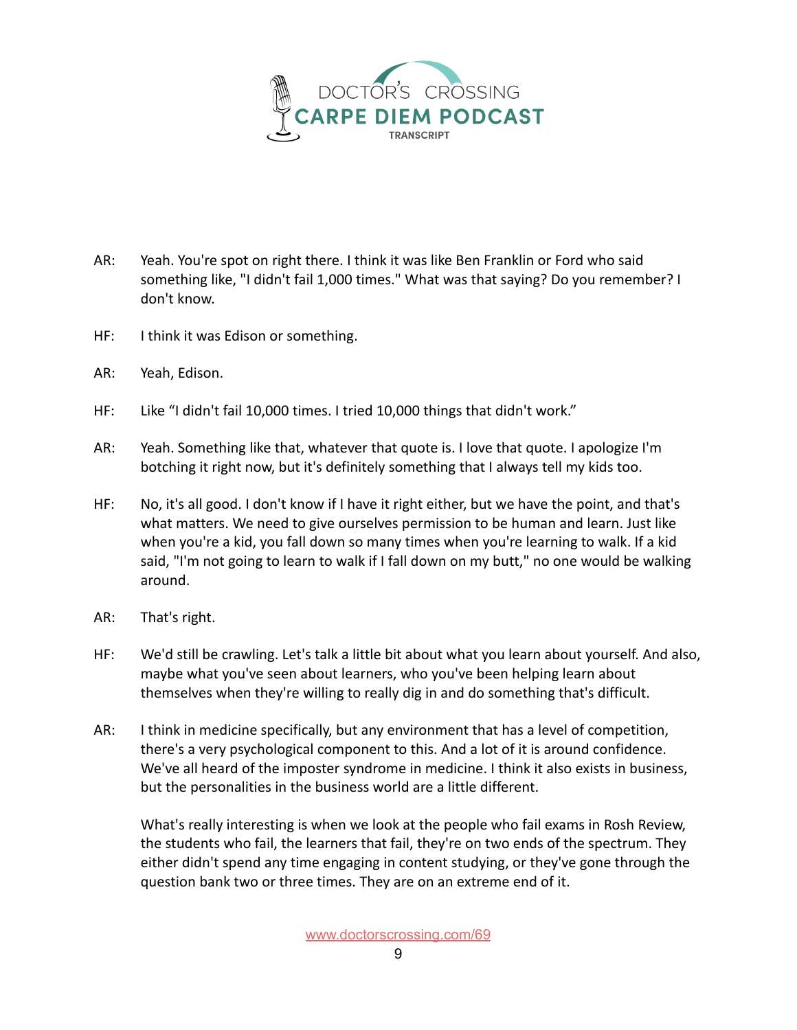AR: Yeah. You're spot on right there. I think it was like Ben Franklin or Ford who said something like, "I didn't fail 1,000 times." What was that saying? Do you remember? I don't know.

HF: I think it was Edison or something.

AR: Yeah, Edison.

HF: Like "I didn't fail 10,000 times. I tried 10,000 things that didn't work."

AR: Yeah. Something like that, whatever that quote is. I love that quote. I apologize I'm botching it right now, but it's definitely something that I always tell my kids too.

HF: No, it's all good. I don't know if I have it right either, but we have the point, and that's what matters. We need to give ourselves permission to be human and learn. Just like when you're a kid, you fall down so many times when you're learning to walk. If a kid said, "I'm not going to learn to walk if I fall down on my butt," no one would be walking around.

AR: That's right.

HF: We'd still be crawling. Let's talk a little bit about what you learn about yourself. And also, maybe what you've seen about learners, who you've been helping learn about themselves when they're willing to really dig in and do something that's difficult.

AR: I think in medicine specifically, but any environment that has a level of competition, there's a very psychological component to this. And a lot of it is around confidence. We've all heard of the imposter syndrome in medicine. I think it also exists in business, but the personalities in the business world are a little different.

What's really interesting is when we look at the people who fail exams in Rosh Review, the students who fail, the learners that fail, they're on two ends of the spectrum. They either didn't spend any time engaging in content studying, or they've gone through the question bank two or three times. They are on an extreme end of it.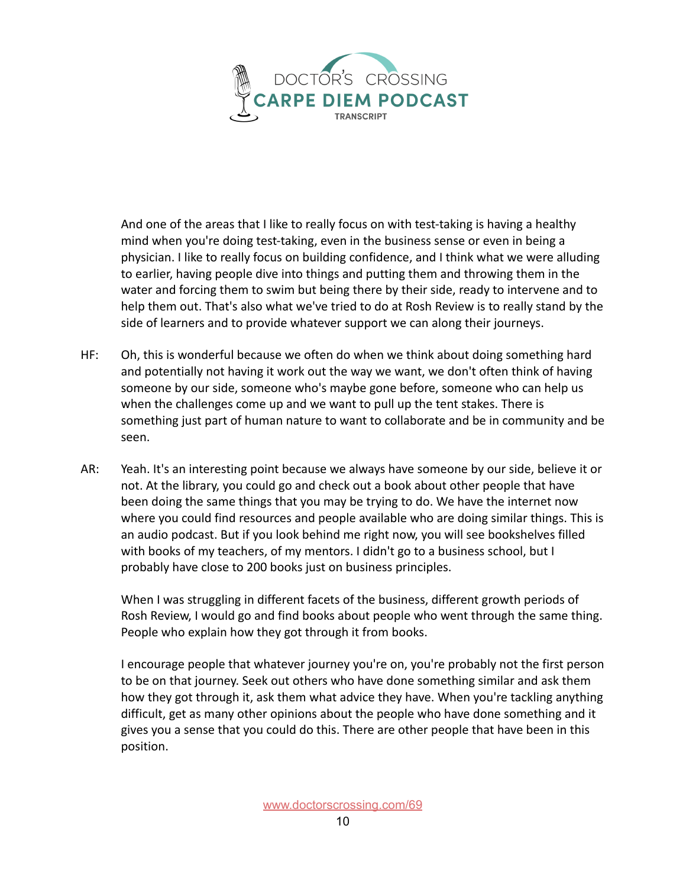And one of the areas that I like to really focus on with test-taking is having a healthy mind when you're doing test-taking, even in the business sense or even in being a physician. I like to really focus on building confidence, and I think what we were alluding to earlier, having people dive into things and putting them and throwing them in the water and forcing them to swim but being there by their side, ready to intervene and to help them out. That's also what we've tried to do at Rosh Review is to really stand by the side of learners and to provide whatever support we can along their journeys.

HF: Oh, this is wonderful because we often do when we think about doing something hard and potentially not having it work out the way we want, we don't often think of having someone by our side, someone who's maybe gone before, someone who can help us when the challenges come up and we want to pull up the tent stakes. There is something just part of human nature to want to collaborate and be in community and be seen.

AR: Yeah. It's an interesting point because we always have someone by our side, believe it or not. At the library, you could go and check out a book about other people that have been doing the same things that you may be trying to do. We have the internet now where you could find resources and people available who are doing similar things. This is an audio podcast. But if you look behind me right now, you will see bookshelves filled with books of my teachers, of my mentors. I didn't go to a business school, but I probably have close to 200 books just on business principles.

When I was struggling in different facets of the business, different growth periods of Rosh Review, I would go and find books about people who went through the same thing. People who explain how they got through it from books.

I encourage people that whatever journey you're on, you're probably not the first person to be on that journey. Seek out others who have done something similar and ask them how they got through it, ask them what advice they have. When you're tackling anything difficult, get as many other opinions about the people who have done something and it gives you a sense that you could do this. There are other people that have been in this position.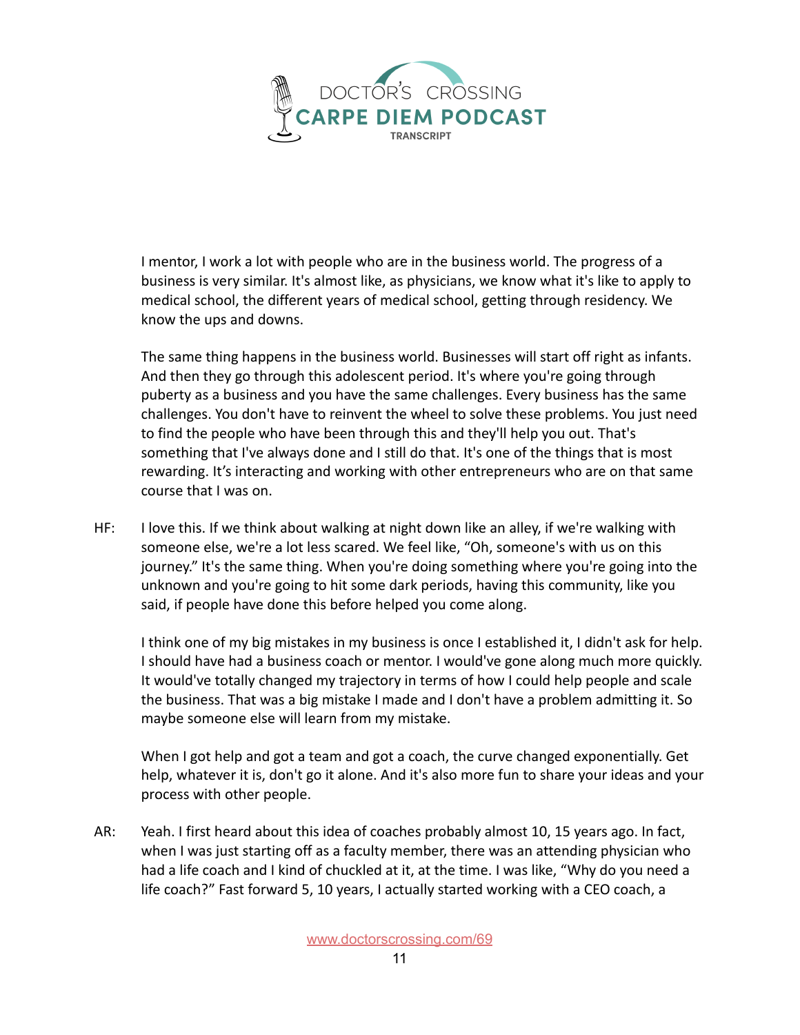I mentor, I work a lot with people who are in the business world. The progress of a business is very similar. It's almost like, as physicians, we know what it's like to apply to medical school, the different years of medical school, getting through residency. We know the ups and downs.

The same thing happens in the business world. Businesses will start off right as infants. And then they go through this adolescent period. It's where you're going through puberty as a business and you have the same challenges. Every business has the same challenges. You don't have to reinvent the wheel to solve these problems. You just need to find the people who have been through this and they'll help you out. That's something that I've always done and I still do that. It's one of the things that is most rewarding. It's interacting and working with other entrepreneurs who are on that same course that I was on.

HF: I love this. If we think about walking at night down like an alley, if we're walking with someone else, we're a lot less scared. We feel like, "Oh, someone's with us on this journey." It's the same thing. When you're doing something where you're going into the unknown and you're going to hit some dark periods, having this community, like you said, if people have done this before helped you come along.

I think one of my big mistakes in my business is once I established it, I didn't ask for help. I should have had a business coach or mentor. I would've gone along much more quickly. It would've totally changed my trajectory in terms of how I could help people and scale the business. That was a big mistake I made and I don't have a problem admitting it. So maybe someone else will learn from my mistake.

When I got help and got a team and got a coach, the curve changed exponentially. Get help, whatever it is, don't go it alone. And it's also more fun to share your ideas and your process with other people.

AR: Yeah. I first heard about this idea of coaches probably almost 10, 15 years ago. In fact, when I was just starting off as a faculty member, there was an attending physician who had a life coach and I kind of chuckled at it, at the time. I was like, "Why do you need a life coach?" Fast forward 5, 10 years, I actually started working with a CEO coach, a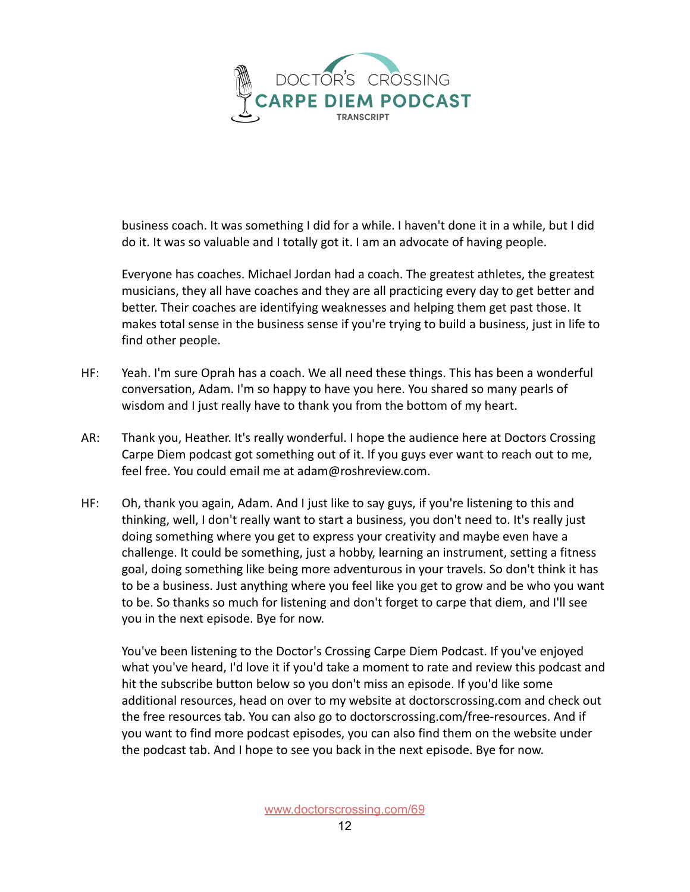business coach. It was something I did for a while. I haven't done it in a while, but I did do it. It was so valuable and I totally got it. I am an advocate of having people.

Everyone has coaches. Michael Jordan had a coach. The greatest athletes, the greatest musicians, they all have coaches and they are all practicing every day to get better and better. Their coaches are identifying weaknesses and helping them get past those. It makes total sense in the business sense if you're trying to build a business, just in life to find other people.

HF: Yeah. I'm sure Oprah has a coach. We all need these things. This has been a wonderful conversation, Adam. I'm so happy to have you here. You shared so many pearls of wisdom and I just really have to thank you from the bottom of my heart.

AR: Thank you, Heather. It's really wonderful. I hope the audience here at Doctors Crossing Carpe Diem podcast got something out of it. If you guys ever want to reach out to me, feel free. You could email me at adam@roshreview.com.

HF: Oh, thank you again, Adam. And I just like to say guys, if you're listening to this and thinking, well, I don't really want to start a business, you don't need to. It's really just doing something where you get to express your creativity and maybe even have a challenge. It could be something, just a hobby, learning an instrument, setting a fitness goal, doing something like being more adventurous in your travels. So don't think it has to be a business. Just anything where you feel like you get to grow and be who you want to be. So thanks so much for listening and don't forget to carpe that diem, and I'll see you in the next episode. Bye for now.

You've been listening to the Doctor's Crossing Carpe Diem Podcast. If you've enjoyed what you've heard, I'd love it if you'd take a moment to rate and review this podcast and hit the subscribe button below so you don't miss an episode. If you'd like some additional resources, head on over to my website at doctorscrossing.com and check out the free resources tab. You can also go to doctorscrossing.com/free-resources. And if you want to find more podcast episodes, you can also find them on the website under the podcast tab. And I hope to see you back in the next episode. Bye for now.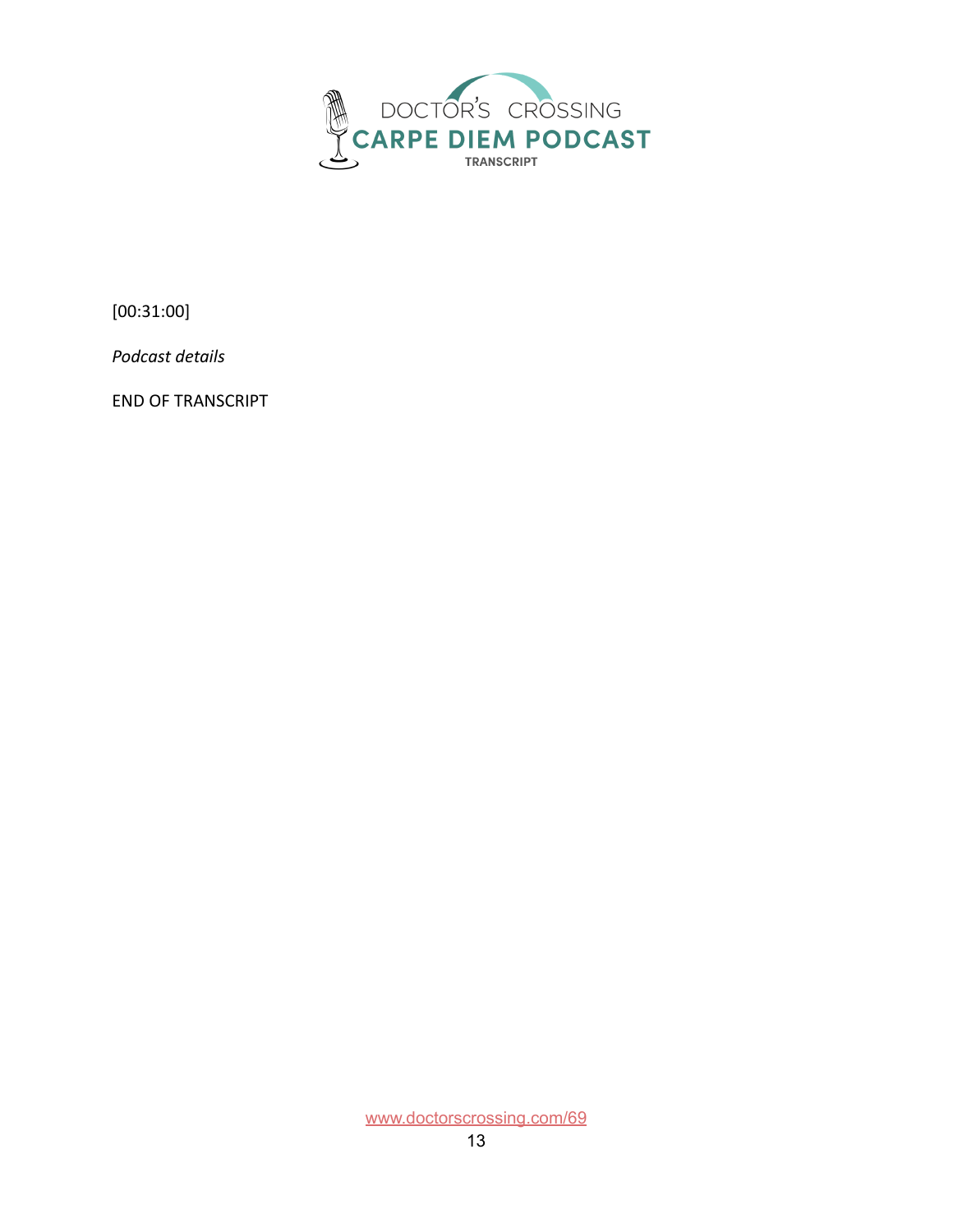[00:31:00]

*Podcast details*

END OF TRANSCRIPT